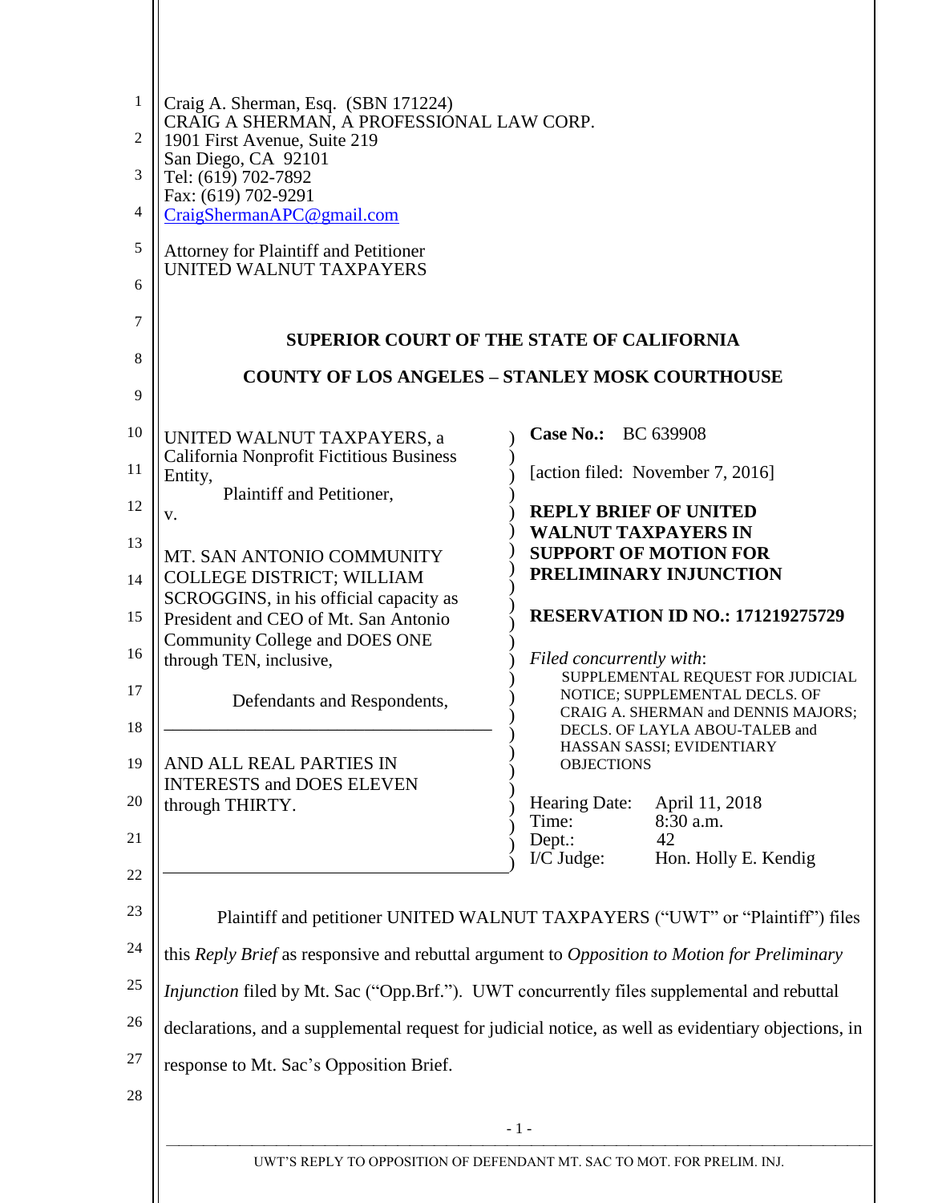Craig A. Sherman, Esq. (SBN 171224)
CRAIG A SHERMAN, A PROFESSIONAL LAW CORP.
1901 First Avenue, Suite 219
San Diego, CA 92101
Tel: (619) 702-7892
Fax: (619) 702-9291
CraigShermanAPC@gmail.com

Attorney for Plaintiff and Petitioner
UNITED WALNUT TAXPAYERS

**SUPERIOR COURT OF THE STATE OF CALIFORNIA**

**COUNTY OF LOS ANGELES – STANLEY MOSK COURTHOUSE**

UNITED WALNUT TAXPAYERS, a California Nonprofit Fictitious Business Entity,
Plaintiff and Petitioner,
v.

MT. SAN ANTONIO COMMUNITY COLLEGE DISTRICT; WILLIAM SCROGGINS, in his official capacity as President and CEO of Mt. San Antonio Community College and DOES ONE through TEN, inclusive,

Defendants and Respondents,

AND ALL REAL PARTIES IN INTERESTS and DOES ELEVEN through THIRTY.

**Case No.:** BC 639908

[action filed: November 7, 2016]

**REPLY BRIEF OF UNITED WALNUT TAXPAYERS IN SUPPORT OF MOTION FOR PRELIMINARY INJUNCTION**

**RESERVATION ID NO.: 171219275729**

*Filed concurrently with*:
SUPPLEMENTAL REQUEST FOR JUDICIAL NOTICE; SUPPLEMENTAL DECLS. OF CRAIG A. SHERMAN and DENNIS MAJORS; DECLS. OF LAYLA ABOU-TALEB and HASSAN SASSI; EVIDENTIARY OBJECTIONS

Hearing Date: April 11, 2018
Time: 8:30 a.m.
Dept.: 42
I/C Judge: Hon. Holly E. Kendig

Plaintiff and petitioner UNITED WALNUT TAXPAYERS ("UWT" or "Plaintiff") files this *Reply Brief* as responsive and rebuttal argument to *Opposition to Motion for Preliminary Injunction* filed by Mt. Sac ("Opp.Brf."). UWT concurrently files supplemental and rebuttal declarations, and a supplemental request for judicial notice, as well as evidentiary objections, in response to Mt. Sac's Opposition Brief.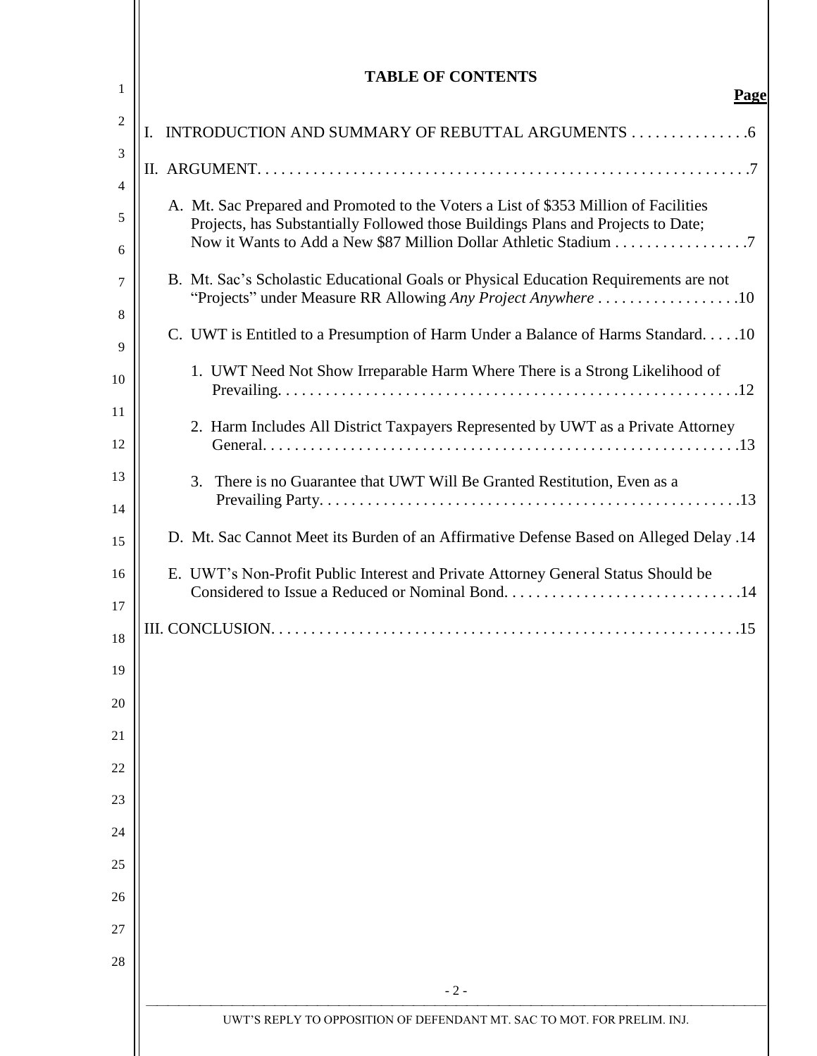# TABLE OF CONTENTS

**Page**

I. INTRODUCTION AND SUMMARY OF REBUTTAL ARGUMENTS . . . . . . . . . . . . . . .6

II. ARGUMENT. . . . . . . . . . . . . . . . . . . . . . . . . . . . . . . . . . . . . . . . . . . . . . . . . . . . . . . . . . . . . .7

A. Mt. Sac Prepared and Promoted to the Voters a List of $353 Million of Facilities Projects, has Substantially Followed those Buildings Plans and Projects to Date; Now it Wants to Add a New $87 Million Dollar Athletic Stadium . . . . . . . . . . . . . . . . .7

B. Mt. Sac's Scholastic Educational Goals or Physical Education Requirements are not "Projects" under Measure RR Allowing *Any Project Anywhere* . . . . . . . . . . . . . . . . . .10

C. UWT is Entitled to a Presumption of Harm Under a Balance of Harms Standard. . . . .10

1. UWT Need Not Show Irreparable Harm Where There is a Strong Likelihood of Prevailing. . . . . . . . . . . . . . . . . . . . . . . . . . . . . . . . . . . . . . . . . . . . . . . . . . . . . . . . . .12

2. Harm Includes All District Taxpayers Represented by UWT as a Private Attorney General. . . . . . . . . . . . . . . . . . . . . . . . . . . . . . . . . . . . . . . . . . . . . . . . . . . . . . . . . . .13

3. There is no Guarantee that UWT Will Be Granted Restitution, Even as a Prevailing Party. . . . . . . . . . . . . . . . . . . . . . . . . . . . . . . . . . . . . . . . . . . . . . . . . . . . .13

D. Mt. Sac Cannot Meet its Burden of an Affirmative Defense Based on Alleged Delay .14

E. UWT's Non-Profit Public Interest and Private Attorney General Status Should be Considered to Issue a Reduced or Nominal Bond. . . . . . . . . . . . . . . . . . . . . . . . . . . . . .14

III. CONCLUSION. . . . . . . . . . . . . . . . . . . . . . . . . . . . . . . . . . . . . . . . . . . . . . . . . . . . . . . . . .15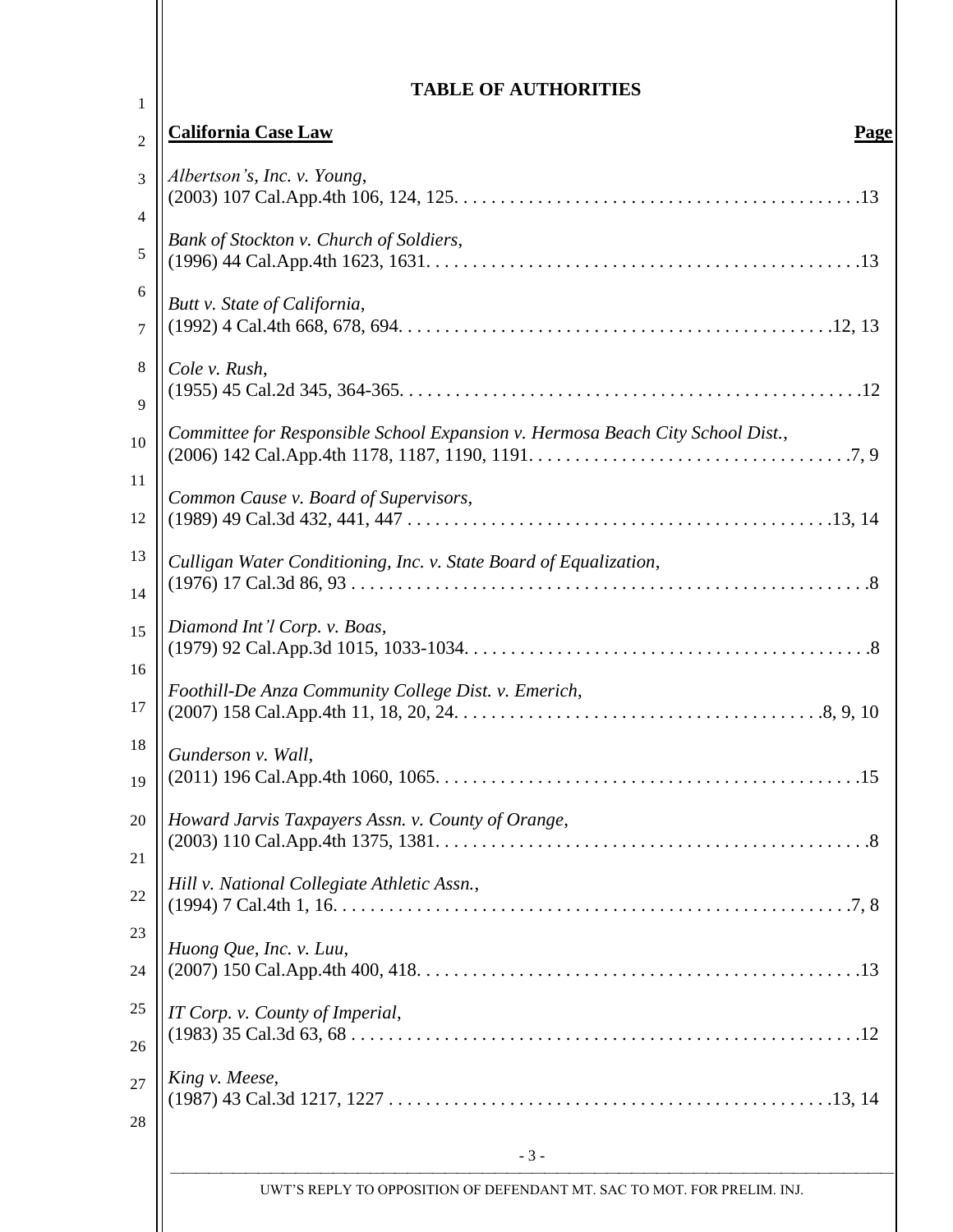## TABLE OF AUTHORITIES

| **California Case Law** | **Page** |
|---|---|
| *Albertson's, Inc. v. Young*, (2003) 107 Cal.App.4th 106, 124, 125 | 13 |
| *Bank of Stockton v. Church of Soldiers*, (1996) 44 Cal.App.4th 1623, 1631 | 13 |
| *Butt v. State of California*, (1992) 4 Cal.4th 668, 678, 694 | 12, 13 |
| *Cole v. Rush*, (1955) 45 Cal.2d 345, 364-365 | 12 |
| *Committee for Responsible School Expansion v. Hermosa Beach City School Dist.*, (2006) 142 Cal.App.4th 1178, 1187, 1190, 1191 | 7, 9 |
| *Common Cause v. Board of Supervisors*, (1989) 49 Cal.3d 432, 441, 447 | 13, 14 |
| *Culligan Water Conditioning, Inc. v. State Board of Equalization*, (1976) 17 Cal.3d 86, 93 | 8 |
| *Diamond Int'l Corp. v. Boas*, (1979) 92 Cal.App.3d 1015, 1033-1034 | 8 |
| *Foothill-De Anza Community College Dist. v. Emerich*, (2007) 158 Cal.App.4th 11, 18, 20, 24 | 8, 9, 10 |
| *Gunderson v. Wall*, (2011) 196 Cal.App.4th 1060, 1065 | 15 |
| *Howard Jarvis Taxpayers Assn. v. County of Orange*, (2003) 110 Cal.App.4th 1375, 1381 | 8 |
| *Hill v. National Collegiate Athletic Assn.*, (1994) 7 Cal.4th 1, 16 | 7, 8 |
| *Huong Que, Inc. v. Luu*, (2007) 150 Cal.App.4th 400, 418 | 13 |
| *IT Corp. v. County of Imperial*, (1983) 35 Cal.3d 63, 68 | 12 |
| *King v. Meese*, (1987) 43 Cal.3d 1217, 1227 | 13, 14 |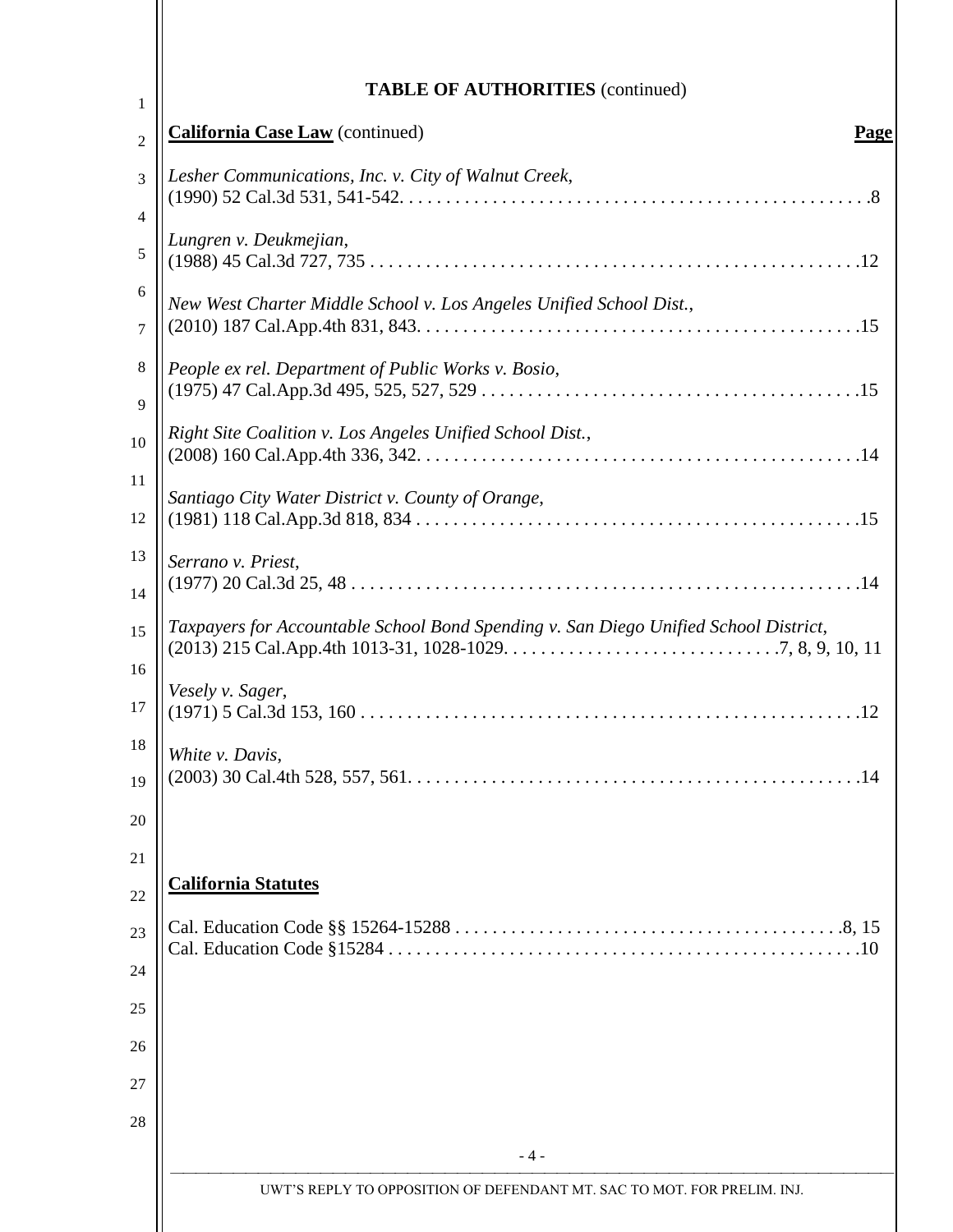## TABLE OF AUTHORITIES (continued)

**California Case Law** (continued) **Page**

*Lesher Communications, Inc. v. City of Walnut Creek*,
(1990) 52 Cal.3d 531, 541-542. . . . . . . . . . . . . . . . . . . . . . . . . . . . . . . . . . . . . . . . . . . . . . . . . . .8

*Lungren v. Deukmejian*,
(1988) 45 Cal.3d 727, 735 . . . . . . . . . . . . . . . . . . . . . . . . . . . . . . . . . . . . . . . . . . . . . . . . . . . . .12

*New West Charter Middle School v. Los Angeles Unified School Dist.*,
(2010) 187 Cal.App.4th 831, 843. . . . . . . . . . . . . . . . . . . . . . . . . . . . . . . . . . . . . . . . . . . . . . . .15

*People ex rel. Department of Public Works v. Bosio*,
(1975) 47 Cal.App.3d 495, 525, 527, 529 . . . . . . . . . . . . . . . . . . . . . . . . . . . . . . . . . . . . . . . . .15

*Right Site Coalition v. Los Angeles Unified School Dist.*,
(2008) 160 Cal.App.4th 336, 342. . . . . . . . . . . . . . . . . . . . . . . . . . . . . . . . . . . . . . . . . . . . . . . .14

*Santiago City Water District v. County of Orange*,
(1981) 118 Cal.App.3d 818, 834 . . . . . . . . . . . . . . . . . . . . . . . . . . . . . . . . . . . . . . . . . . . . . . . .15

*Serrano v. Priest*,
(1977) 20 Cal.3d 25, 48 . . . . . . . . . . . . . . . . . . . . . . . . . . . . . . . . . . . . . . . . . . . . . . . . . . . . . . .14

*Taxpayers for Accountable School Bond Spending v. San Diego Unified School District*,
(2013) 215 Cal.App.4th 1013-31, 1028-1029. . . . . . . . . . . . . . . . . . . . . . . . . . . . .7, 8, 9, 10, 11

*Vesely v. Sager*,
(1971) 5 Cal.3d 153, 160 . . . . . . . . . . . . . . . . . . . . . . . . . . . . . . . . . . . . . . . . . . . . . . . . . . . . . .12

*White v. Davis*,
(2003) 30 Cal.4th 528, 557, 561. . . . . . . . . . . . . . . . . . . . . . . . . . . . . . . . . . . . . . . . . . . . . . . . .14

**California Statutes**

Cal. Education Code §§ 15264-15288 . . . . . . . . . . . . . . . . . . . . . . . . . . . . . . . . . . . . . . . . . .8, 15
Cal. Education Code §15284 . . . . . . . . . . . . . . . . . . . . . . . . . . . . . . . . . . . . . . . . . . . . . . . . . . .10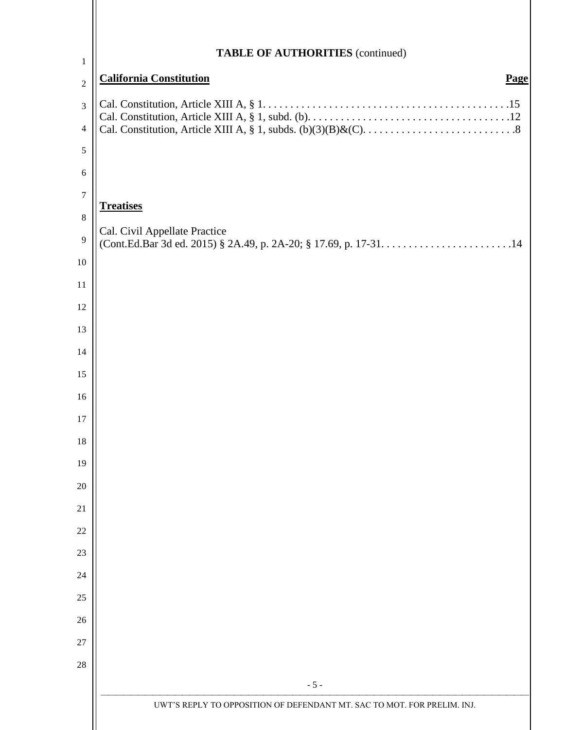## TABLE OF AUTHORITIES (continued)

**California Constitution** **Page**

Cal. Constitution, Article XIII A, § 1. . . . . . . . . . . . . . . . . . . . . . . . . . . . . . . . . . . . . . . . . . . .15
Cal. Constitution, Article XIII A, § 1, subd. (b). . . . . . . . . . . . . . . . . . . . . . . . . . . . . . . . . . . . .12
Cal. Constitution, Article XIII A, § 1, subds. (b)(3)(B)&(C). . . . . . . . . . . . . . . . . . . . . . . . . . . .8

**Treatises**

Cal. Civil Appellate Practice
(Cont.Ed.Bar 3d ed. 2015) § 2A.49, p. 2A-20; § 17.69, p. 17-31. . . . . . . . . . . . . . . . . . . . . . . .14

UWT'S REPLY TO OPPOSITION OF DEFENDANT MT. SAC TO MOT. FOR PRELIM. INJ.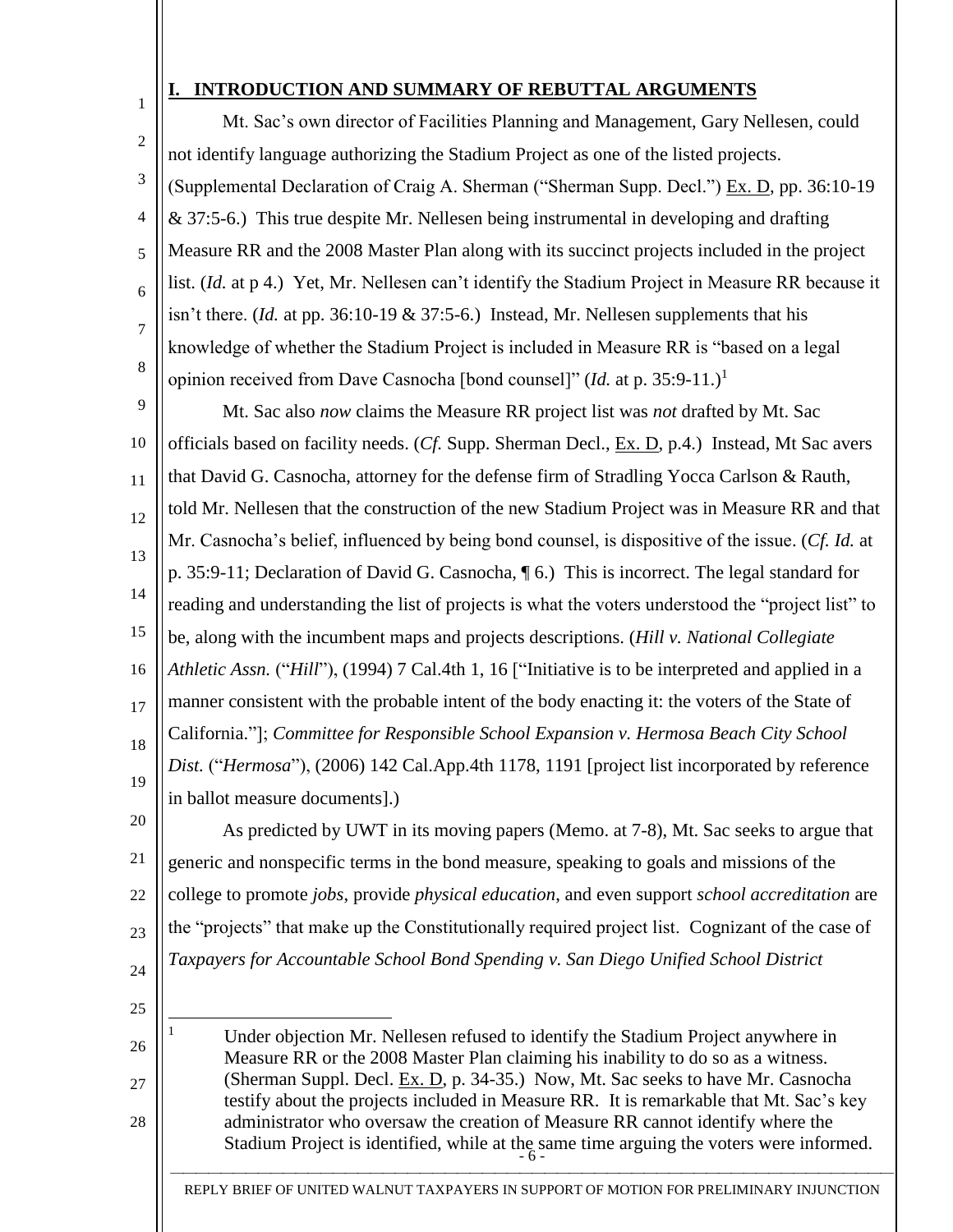## I. INTRODUCTION AND SUMMARY OF REBUTTAL ARGUMENTS

Mt. Sac's own director of Facilities Planning and Management, Gary Nellesen, could not identify language authorizing the Stadium Project as one of the listed projects. (Supplemental Declaration of Craig A. Sherman ("Sherman Supp. Decl.") Ex. D, pp. 36:10-19 & 37:5-6.) This true despite Mr. Nellesen being instrumental in developing and drafting Measure RR and the 2008 Master Plan along with its succinct projects included in the project list. (*Id.* at p 4.) Yet, Mr. Nellesen can't identify the Stadium Project in Measure RR because it isn't there. (*Id.* at pp. 36:10-19 & 37:5-6.) Instead, Mr. Nellesen supplements that his knowledge of whether the Stadium Project is included in Measure RR is "based on a legal opinion received from Dave Casnocha [bond counsel]" (*Id.* at p. 35:9-11.)[1]

Mt. Sac also *now* claims the Measure RR project list was *not* drafted by Mt. Sac officials based on facility needs. (*Cf.* Supp. Sherman Decl., Ex. D, p.4.) Instead, Mt Sac avers that David G. Casnocha, attorney for the defense firm of Stradling Yocca Carlson & Rauth, told Mr. Nellesen that the construction of the new Stadium Project was in Measure RR and that Mr. Casnocha's belief, influenced by being bond counsel, is dispositive of the issue. (*Cf. Id.* at p. 35:9-11; Declaration of David G. Casnocha, ¶ 6.) This is incorrect. The legal standard for reading and understanding the list of projects is what the voters understood the "project list" to be, along with the incumbent maps and projects descriptions. (*Hill v. National Collegiate Athletic Assn.* ("*Hill*"), (1994) 7 Cal.4th 1, 16 ["Initiative is to be interpreted and applied in a manner consistent with the probable intent of the body enacting it: the voters of the State of California."]; *Committee for Responsible School Expansion v. Hermosa Beach City School Dist.* ("*Hermosa*"), (2006) 142 Cal.App.4th 1178, 1191 [project list incorporated by reference in ballot measure documents].)

As predicted by UWT in its moving papers (Memo. at 7-8), Mt. Sac seeks to argue that generic and nonspecific terms in the bond measure, speaking to goals and missions of the college to promote *jobs*, provide *physical education*, and even support *school accreditation* are the "projects" that make up the Constitutionally required project list. Cognizant of the case of *Taxpayers for Accountable School Bond Spending v. San Diego Unified School District*

---

[1] Under objection Mr. Nellesen refused to identify the Stadium Project anywhere in Measure RR or the 2008 Master Plan claiming his inability to do so as a witness. (Sherman Suppl. Decl. Ex. D, p. 34-35.) Now, Mt. Sac seeks to have Mr. Casnocha testify about the projects included in Measure RR. It is remarkable that Mt. Sac's key administrator who oversaw the creation of Measure RR cannot identify where the Stadium Project is identified, while at the same time arguing the voters were informed.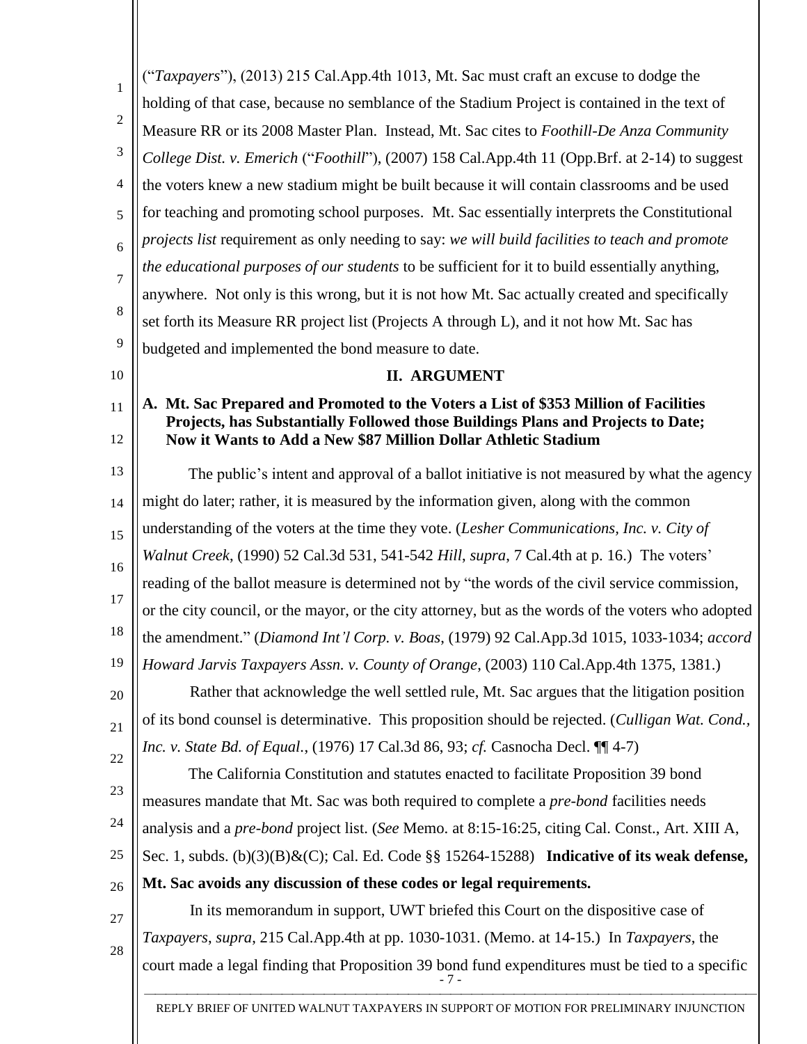("*Taxpayers*"), (2013) 215 Cal.App.4th 1013, Mt. Sac must craft an excuse to dodge the holding of that case, because no semblance of the Stadium Project is contained in the text of Measure RR or its 2008 Master Plan. Instead, Mt. Sac cites to *Foothill-De Anza Community College Dist. v. Emerich* ("*Foothill*"), (2007) 158 Cal.App.4th 11 (Opp.Brf. at 2-14) to suggest the voters knew a new stadium might be built because it will contain classrooms and be used for teaching and promoting school purposes. Mt. Sac essentially interprets the Constitutional *projects list* requirement as only needing to say: *we will build facilities to teach and promote the educational purposes of our students* to be sufficient for it to build essentially anything, anywhere. Not only is this wrong, but it is not how Mt. Sac actually created and specifically set forth its Measure RR project list (Projects A through L), and it not how Mt. Sac has budgeted and implemented the bond measure to date.

## II. ARGUMENT

### A. Mt. Sac Prepared and Promoted to the Voters a List of $353 Million of Facilities Projects, has Substantially Followed those Buildings Plans and Projects to Date; Now it Wants to Add a New $87 Million Dollar Athletic Stadium

The public's intent and approval of a ballot initiative is not measured by what the agency might do later; rather, it is measured by the information given, along with the common understanding of the voters at the time they vote. (*Lesher Communications, Inc. v. City of Walnut Creek*, (1990) 52 Cal.3d 531, 541-542 *Hill*, *supra*, 7 Cal.4th at p. 16.) The voters' reading of the ballot measure is determined not by "the words of the civil service commission, or the city council, or the mayor, or the city attorney, but as the words of the voters who adopted the amendment." (*Diamond Int'l Corp. v. Boas*, (1979) 92 Cal.App.3d 1015, 1033-1034; *accord Howard Jarvis Taxpayers Assn. v. County of Orange*, (2003) 110 Cal.App.4th 1375, 1381.)

Rather that acknowledge the well settled rule, Mt. Sac argues that the litigation position of its bond counsel is determinative. This proposition should be rejected. (*Culligan Wat. Cond., Inc. v. State Bd. of Equal.*, (1976) 17 Cal.3d 86, 93; *cf.* Casnocha Decl. ¶¶ 4-7)

The California Constitution and statutes enacted to facilitate Proposition 39 bond measures mandate that Mt. Sac was both required to complete a *pre-bond* facilities needs analysis and a *pre-bond* project list. (*See* Memo. at 8:15-16:25, citing Cal. Const., Art. XIII A, Sec. 1, subds. (b)(3)(B)&(C); Cal. Ed. Code §§ 15264-15288) **Indicative of its weak defense, Mt. Sac avoids any discussion of these codes or legal requirements.**

In its memorandum in support, UWT briefed this Court on the dispositive case of *Taxpayers*, *supra*, 215 Cal.App.4th at pp. 1030-1031. (Memo. at 14-15.) In *Taxpayers*, the court made a legal finding that Proposition 39 bond fund expenditures must be tied to a specific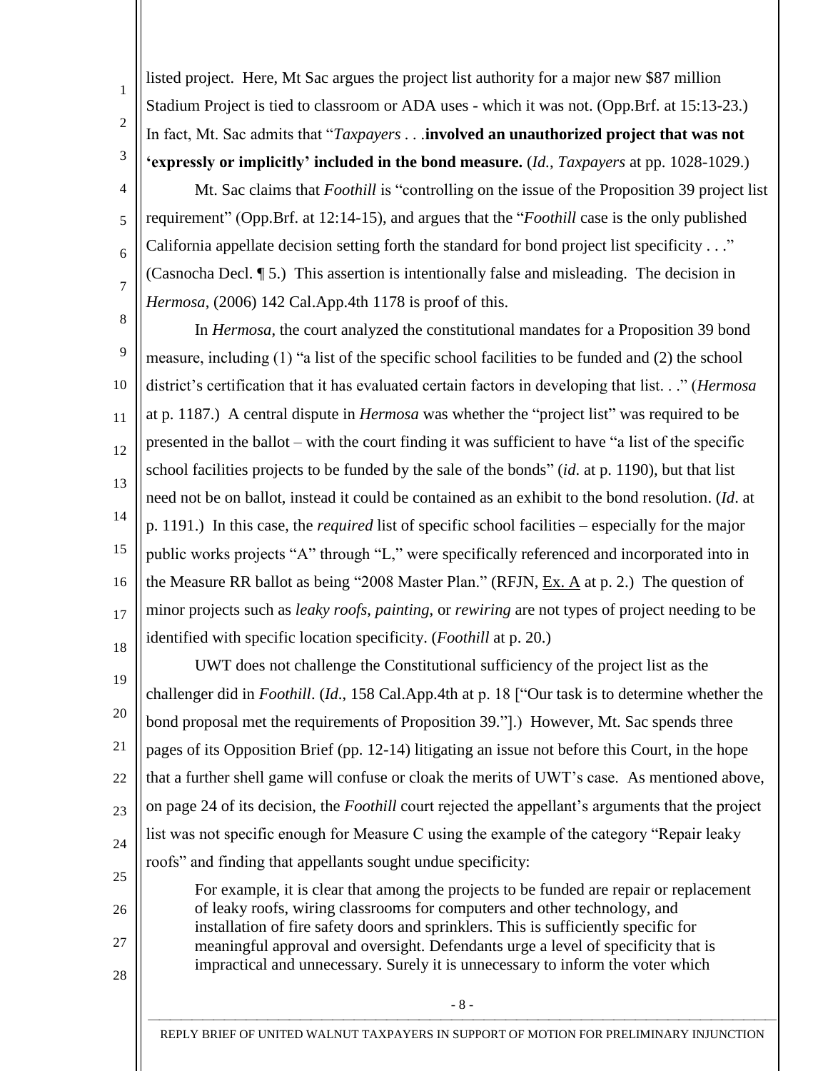listed project. Here, Mt Sac argues the project list authority for a major new $87 million Stadium Project is tied to classroom or ADA uses - which it was not. (Opp.Brf. at 15:13-23.) In fact, Mt. Sac admits that "*Taxpayers* . . .**involved an unauthorized project that was not 'expressly or implicitly' included in the bond measure.** (*Id.*, *Taxpayers* at pp. 1028-1029.)

Mt. Sac claims that *Foothill* is "controlling on the issue of the Proposition 39 project list requirement" (Opp.Brf. at 12:14-15), and argues that the "*Foothill* case is the only published California appellate decision setting forth the standard for bond project list specificity . . ." (Casnocha Decl. ¶ 5.) This assertion is intentionally false and misleading. The decision in *Hermosa*, (2006) 142 Cal.App.4th 1178 is proof of this.

In *Hermosa*, the court analyzed the constitutional mandates for a Proposition 39 bond measure, including (1) "a list of the specific school facilities to be funded and (2) the school district's certification that it has evaluated certain factors in developing that list. . ." (*Hermosa* at p. 1187.) A central dispute in *Hermosa* was whether the "project list" was required to be presented in the ballot – with the court finding it was sufficient to have "a list of the specific school facilities projects to be funded by the sale of the bonds" (*id*. at p. 1190), but that list need not be on ballot, instead it could be contained as an exhibit to the bond resolution. (*Id*. at p. 1191.) In this case, the *required* list of specific school facilities – especially for the major public works projects "A" through "L," were specifically referenced and incorporated into in the Measure RR ballot as being "2008 Master Plan." (RFJN, Ex. A at p. 2.) The question of minor projects such as *leaky roofs*, *painting*, or *rewiring* are not types of project needing to be identified with specific location specificity. (*Foothill* at p. 20.)

UWT does not challenge the Constitutional sufficiency of the project list as the challenger did in *Foothill*. (*Id.*, 158 Cal.App.4th at p. 18 ["Our task is to determine whether the bond proposal met the requirements of Proposition 39."].) However, Mt. Sac spends three pages of its Opposition Brief (pp. 12-14) litigating an issue not before this Court, in the hope that a further shell game will confuse or cloak the merits of UWT's case. As mentioned above, on page 24 of its decision, the *Foothill* court rejected the appellant's arguments that the project list was not specific enough for Measure C using the example of the category "Repair leaky roofs" and finding that appellants sought undue specificity:

> For example, it is clear that among the projects to be funded are repair or replacement of leaky roofs, wiring classrooms for computers and other technology, and installation of fire safety doors and sprinklers. This is sufficiently specific for meaningful approval and oversight. Defendants urge a level of specificity that is impractical and unnecessary. Surely it is unnecessary to inform the voter which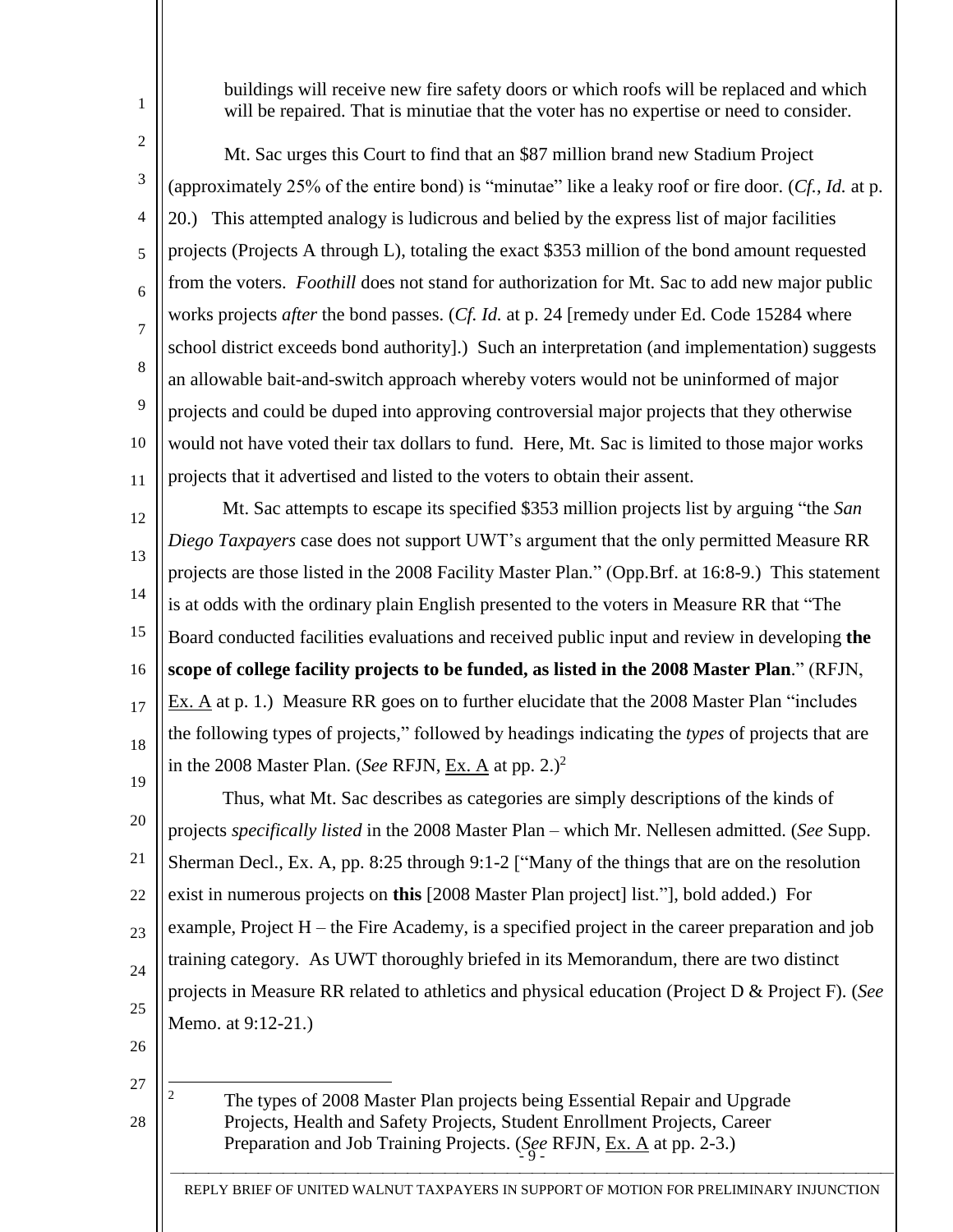> buildings will receive new fire safety doors or which roofs will be replaced and which will be repaired. That is minutiae that the voter has no expertise or need to consider.

Mt. Sac urges this Court to find that an $87 million brand new Stadium Project (approximately 25% of the entire bond) is "minutae" like a leaky roof or fire door. (*Cf.*, *Id.* at p. 20.) This attempted analogy is ludicrous and belied by the express list of major facilities projects (Projects A through L), totaling the exact $353 million of the bond amount requested from the voters. *Foothill* does not stand for authorization for Mt. Sac to add new major public works projects *after* the bond passes. (*Cf. Id.* at p. 24 [remedy under Ed. Code 15284 where school district exceeds bond authority].) Such an interpretation (and implementation) suggests an allowable bait-and-switch approach whereby voters would not be uninformed of major projects and could be duped into approving controversial major projects that they otherwise would not have voted their tax dollars to fund. Here, Mt. Sac is limited to those major works projects that it advertised and listed to the voters to obtain their assent.

Mt. Sac attempts to escape its specified $353 million projects list by arguing "the *San Diego Taxpayers* case does not support UWT's argument that the only permitted Measure RR projects are those listed in the 2008 Facility Master Plan." (Opp.Brf. at 16:8-9.) This statement is at odds with the ordinary plain English presented to the voters in Measure RR that "The Board conducted facilities evaluations and received public input and review in developing **the scope of college facility projects to be funded, as listed in the 2008 Master Plan**." (RFJN, Ex. A at p. 1.) Measure RR goes on to further elucidate that the 2008 Master Plan "includes the following types of projects," followed by headings indicating the *types* of projects that are in the 2008 Master Plan. (*See* RFJN, Ex. A at pp. 2.)[2]

Thus, what Mt. Sac describes as categories are simply descriptions of the kinds of projects *specifically listed* in the 2008 Master Plan – which Mr. Nellesen admitted. (*See* Supp. Sherman Decl., Ex. A, pp. 8:25 through 9:1-2 ["Many of the things that are on the resolution exist in numerous projects on **this** [2008 Master Plan project] list."], bold added.) For example, Project H – the Fire Academy, is a specified project in the career preparation and job training category. As UWT thoroughly briefed in its Memorandum, there are two distinct projects in Measure RR related to athletics and physical education (Project D & Project F). (*See* Memo. at 9:12-21.)

---

[2] The types of 2008 Master Plan projects being Essential Repair and Upgrade Projects, Health and Safety Projects, Student Enrollment Projects, Career Preparation and Job Training Projects. (*See* RFJN, Ex. A at pp. 2-3.)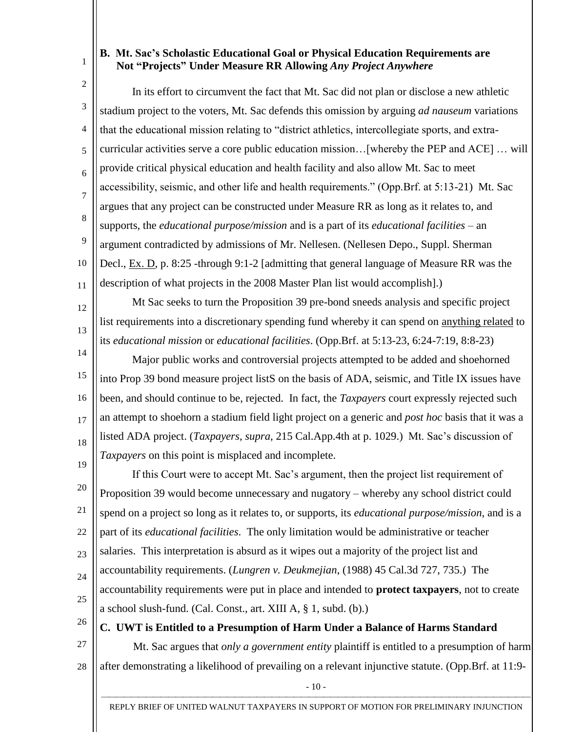### B. Mt. Sac's Scholastic Educational Goal or Physical Education Requirements are Not "Projects" Under Measure RR Allowing *Any Project Anywhere*

In its effort to circumvent the fact that Mt. Sac did not plan or disclose a new athletic stadium project to the voters, Mt. Sac defends this omission by arguing *ad nauseum* variations that the educational mission relating to "district athletics, intercollegiate sports, and extra-curricular activities serve a core public education mission…[whereby the PEP and ACE] … will provide critical physical education and health facility and also allow Mt. Sac to meet accessibility, seismic, and other life and health requirements." (Opp.Brf. at 5:13-21) Mt. Sac argues that any project can be constructed under Measure RR as long as it relates to, and supports, the *educational purpose/mission* and is a part of its *educational facilities* – an argument contradicted by admissions of Mr. Nellesen. (Nellesen Depo., Suppl. Sherman Decl., Ex. D, p. 8:25 -through 9:1-2 [admitting that general language of Measure RR was the description of what projects in the 2008 Master Plan list would accomplish].)

Mt Sac seeks to turn the Proposition 39 pre-bond sneeds analysis and specific project list requirements into a discretionary spending fund whereby it can spend on anything related to its *educational mission* or *educational facilities*. (Opp.Brf. at 5:13-23, 6:24-7:19, 8:8-23)

Major public works and controversial projects attempted to be added and shoehorned into Prop 39 bond measure project listS on the basis of ADA, seismic, and Title IX issues have been, and should continue to be, rejected. In fact, the *Taxpayers* court expressly rejected such an attempt to shoehorn a stadium field light project on a generic and *post hoc* basis that it was a listed ADA project. (*Taxpayers*, *supra*, 215 Cal.App.4th at p. 1029.) Mt. Sac's discussion of *Taxpayers* on this point is misplaced and incomplete.

If this Court were to accept Mt. Sac's argument, then the project list requirement of Proposition 39 would become unnecessary and nugatory – whereby any school district could spend on a project so long as it relates to, or supports, its *educational purpose/mission*, and is a part of its *educational facilities*. The only limitation would be administrative or teacher salaries. This interpretation is absurd as it wipes out a majority of the project list and accountability requirements. (*Lungren v. Deukmejian*, (1988) 45 Cal.3d 727, 735.) The accountability requirements were put in place and intended to **protect taxpayers**, not to create a school slush-fund. (Cal. Const., art. XIII A, § 1, subd. (b).)

### C. UWT is Entitled to a Presumption of Harm Under a Balance of Harms Standard

Mt. Sac argues that *only a government entity* plaintiff is entitled to a presumption of harm after demonstrating a likelihood of prevailing on a relevant injunctive statute. (Opp.Brf. at 11:9-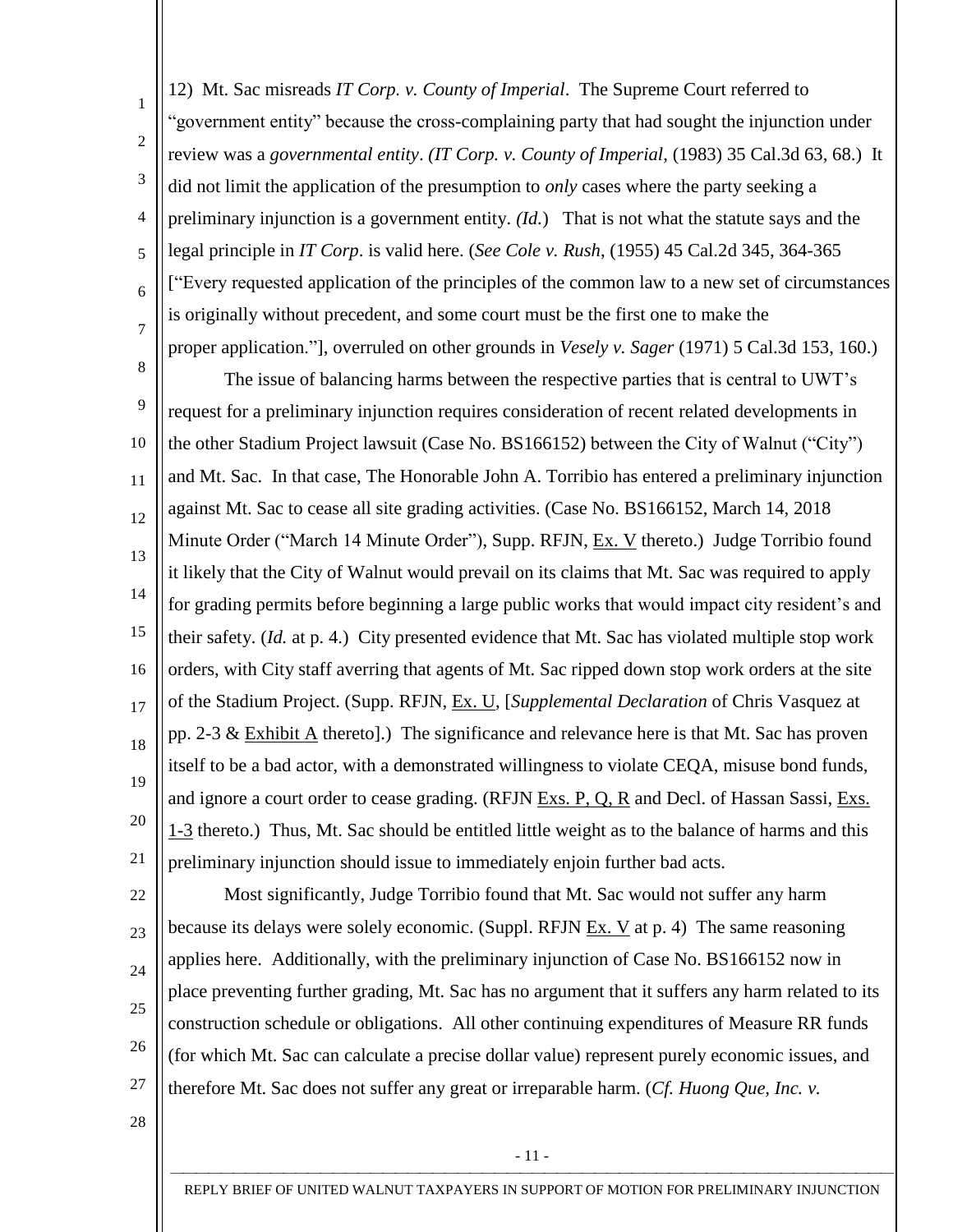12) Mt. Sac misreads *IT Corp. v. County of Imperial*. The Supreme Court referred to "government entity" because the cross-complaining party that had sought the injunction under review was a *governmental entity*. *(IT Corp. v. County of Imperial*, (1983) 35 Cal.3d 63, 68.) It did not limit the application of the presumption to *only* cases where the party seeking a preliminary injunction is a government entity. *(Id.*) That is not what the statute says and the legal principle in *IT Corp*. is valid here. (*See Cole v. Rush*, (1955) 45 Cal.2d 345, 364-365 ["Every requested application of the principles of the common law to a new set of circumstances is originally without precedent, and some court must be the first one to make the proper application."], overruled on other grounds in *Vesely v. Sager* (1971) 5 Cal.3d 153, 160.)

The issue of balancing harms between the respective parties that is central to UWT's request for a preliminary injunction requires consideration of recent related developments in the other Stadium Project lawsuit (Case No. BS166152) between the City of Walnut ("City") and Mt. Sac. In that case, The Honorable John A. Torribio has entered a preliminary injunction against Mt. Sac to cease all site grading activities. (Case No. BS166152, March 14, 2018 Minute Order ("March 14 Minute Order"), Supp. RFJN, Ex. V thereto.) Judge Torribio found it likely that the City of Walnut would prevail on its claims that Mt. Sac was required to apply for grading permits before beginning a large public works that would impact city resident's and their safety. (*Id.* at p. 4.) City presented evidence that Mt. Sac has violated multiple stop work orders, with City staff averring that agents of Mt. Sac ripped down stop work orders at the site of the Stadium Project. (Supp. RFJN, Ex. U, [*Supplemental Declaration* of Chris Vasquez at pp. 2-3 & Exhibit A thereto].) The significance and relevance here is that Mt. Sac has proven itself to be a bad actor, with a demonstrated willingness to violate CEQA, misuse bond funds, and ignore a court order to cease grading. (RFJN Exs. P, Q, R and Decl. of Hassan Sassi, Exs. 1-3 thereto.) Thus, Mt. Sac should be entitled little weight as to the balance of harms and this preliminary injunction should issue to immediately enjoin further bad acts.

Most significantly, Judge Torribio found that Mt. Sac would not suffer any harm because its delays were solely economic. (Suppl. RFJN Ex. V at p. 4) The same reasoning applies here. Additionally, with the preliminary injunction of Case No. BS166152 now in place preventing further grading, Mt. Sac has no argument that it suffers any harm related to its construction schedule or obligations. All other continuing expenditures of Measure RR funds (for which Mt. Sac can calculate a precise dollar value) represent purely economic issues, and therefore Mt. Sac does not suffer any great or irreparable harm. (*Cf. Huong Que, Inc. v.*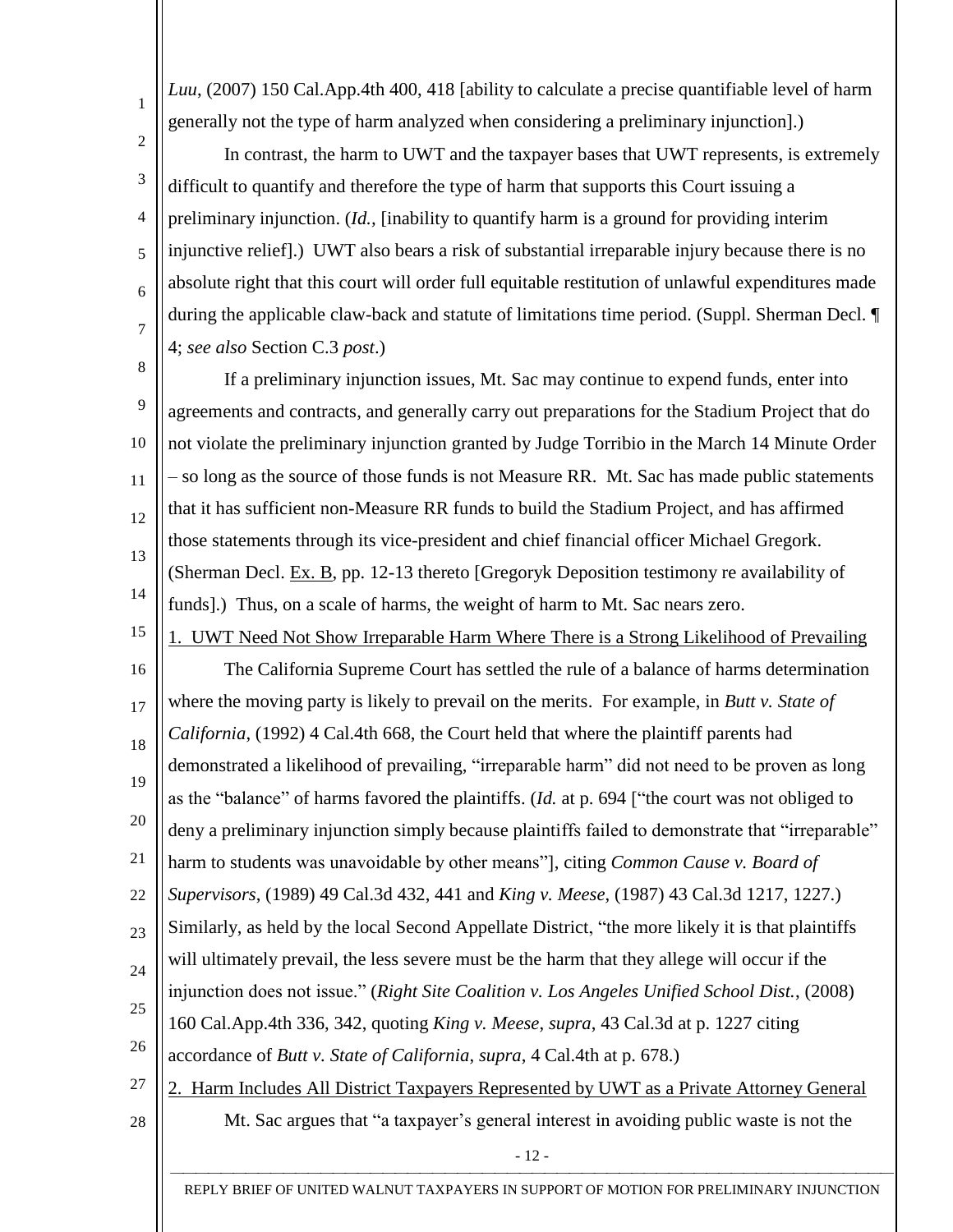*Luu*, (2007) 150 Cal.App.4th 400, 418 [ability to calculate a precise quantifiable level of harm generally not the type of harm analyzed when considering a preliminary injunction].)

In contrast, the harm to UWT and the taxpayer bases that UWT represents, is extremely difficult to quantify and therefore the type of harm that supports this Court issuing a preliminary injunction. (*Id.,* [inability to quantify harm is a ground for providing interim injunctive relief].) UWT also bears a risk of substantial irreparable injury because there is no absolute right that this court will order full equitable restitution of unlawful expenditures made during the applicable claw-back and statute of limitations time period. (Suppl. Sherman Decl. ¶ 4; *see also* Section C.3 *post*.)

If a preliminary injunction issues, Mt. Sac may continue to expend funds, enter into agreements and contracts, and generally carry out preparations for the Stadium Project that do not violate the preliminary injunction granted by Judge Torribio in the March 14 Minute Order – so long as the source of those funds is not Measure RR. Mt. Sac has made public statements that it has sufficient non-Measure RR funds to build the Stadium Project, and has affirmed those statements through its vice-president and chief financial officer Michael Gregork. (Sherman Decl. Ex. B, pp. 12-13 thereto [Gregoryk Deposition testimony re availability of funds].) Thus, on a scale of harms, the weight of harm to Mt. Sac nears zero.

1. UWT Need Not Show Irreparable Harm Where There is a Strong Likelihood of Prevailing

The California Supreme Court has settled the rule of a balance of harms determination where the moving party is likely to prevail on the merits. For example, in *Butt v. State of California*, (1992) 4 Cal.4th 668, the Court held that where the plaintiff parents had demonstrated a likelihood of prevailing, "irreparable harm" did not need to be proven as long as the "balance" of harms favored the plaintiffs. (*Id.* at p. 694 ["the court was not obliged to deny a preliminary injunction simply because plaintiffs failed to demonstrate that "irreparable" harm to students was unavoidable by other means"], citing *Common Cause v. Board of Supervisors*, (1989) 49 Cal.3d 432, 441 and *King v. Meese*, (1987) 43 Cal.3d 1217, 1227.) Similarly, as held by the local Second Appellate District, "the more likely it is that plaintiffs will ultimately prevail, the less severe must be the harm that they allege will occur if the injunction does not issue." (*Right Site Coalition v. Los Angeles Unified School Dist.*, (2008) 160 Cal.App.4th 336, 342, quoting *King v. Meese*, *supra*, 43 Cal.3d at p. 1227 citing accordance of *Butt v. State of California*, *supra*, 4 Cal.4th at p. 678.)

2. Harm Includes All District Taxpayers Represented by UWT as a Private Attorney General

Mt. Sac argues that "a taxpayer's general interest in avoiding public waste is not the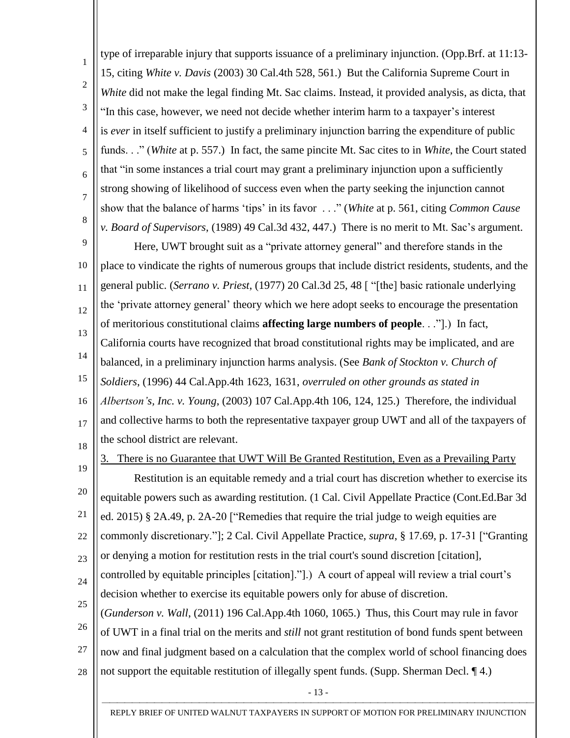type of irreparable injury that supports issuance of a preliminary injunction. (Opp.Brf. at 11:13-15, citing *White v. Davis* (2003) 30 Cal.4th 528, 561.) But the California Supreme Court in *White* did not make the legal finding Mt. Sac claims. Instead, it provided analysis, as dicta, that "In this case, however, we need not decide whether interim harm to a taxpayer's interest is *ever* in itself sufficient to justify a preliminary injunction barring the expenditure of public funds. . ." (*White* at p. 557.) In fact, the same pincite Mt. Sac cites to in *White*, the Court stated that "in some instances a trial court may grant a preliminary injunction upon a sufficiently strong showing of likelihood of success even when the party seeking the injunction cannot show that the balance of harms 'tips' in its favor . . ." (*White* at p. 561, citing *Common Cause v. Board of Supervisors*, (1989) 49 Cal.3d 432, 447.) There is no merit to Mt. Sac's argument.

Here, UWT brought suit as a "private attorney general" and therefore stands in the place to vindicate the rights of numerous groups that include district residents, students, and the general public. (*Serrano v. Priest*, (1977) 20 Cal.3d 25, 48 [ "[the] basic rationale underlying the 'private attorney general' theory which we here adopt seeks to encourage the presentation of meritorious constitutional claims **affecting large numbers of people**. . ."].) In fact, California courts have recognized that broad constitutional rights may be implicated, and are balanced, in a preliminary injunction harms analysis. (See *Bank of Stockton v. Church of Soldiers*, (1996) 44 Cal.App.4th 1623, 1631, *overruled on other grounds as stated in Albertson's, Inc. v. Young*, (2003) 107 Cal.App.4th 106, 124, 125.) Therefore, the individual and collective harms to both the representative taxpayer group UWT and all of the taxpayers of the school district are relevant.

3. There is no Guarantee that UWT Will Be Granted Restitution, Even as a Prevailing Party

Restitution is an equitable remedy and a trial court has discretion whether to exercise its equitable powers such as awarding restitution. (1 Cal. Civil Appellate Practice (Cont.Ed.Bar 3d ed. 2015) § 2A.49, p. 2A-20 ["Remedies that require the trial judge to weigh equities are commonly discretionary."]; 2 Cal. Civil Appellate Practice, *supra*, § 17.69, p. 17-31 ["Granting or denying a motion for restitution rests in the trial court's sound discretion [citation], controlled by equitable principles [citation]."].) A court of appeal will review a trial court's decision whether to exercise its equitable powers only for abuse of discretion. (*Gunderson v. Wall*, (2011) 196 Cal.App.4th 1060, 1065.) Thus, this Court may rule in favor of UWT in a final trial on the merits and *still* not grant restitution of bond funds spent between now and final judgment based on a calculation that the complex world of school financing does not support the equitable restitution of illegally spent funds. (Supp. Sherman Decl. ¶ 4.)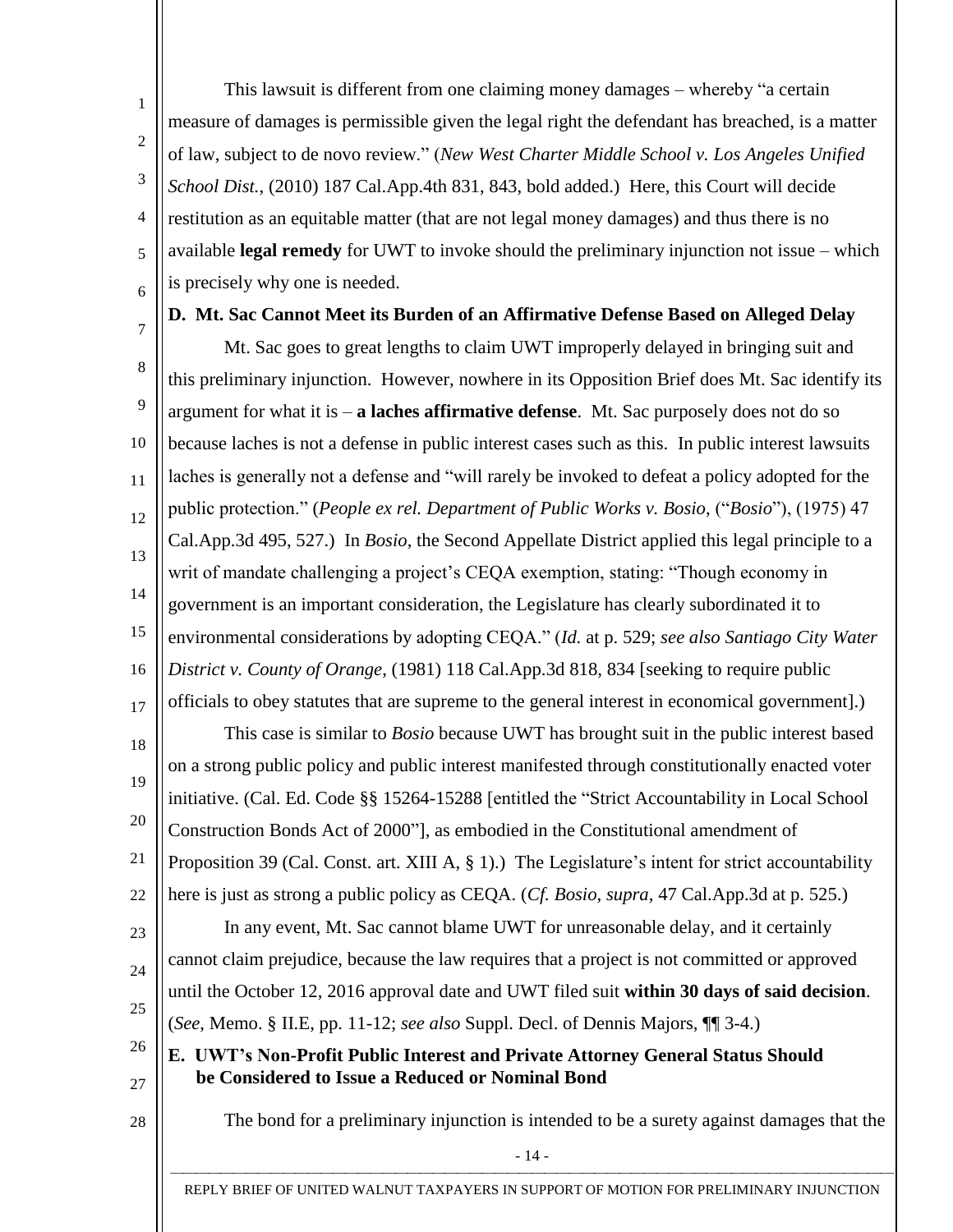This lawsuit is different from one claiming money damages – whereby "a certain measure of damages is permissible given the legal right the defendant has breached, is a matter of law, subject to de novo review." (*New West Charter Middle School v. Los Angeles Unified School Dist.*, (2010) 187 Cal.App.4th 831, 843, bold added.) Here, this Court will decide restitution as an equitable matter (that are not legal money damages) and thus there is no available **legal remedy** for UWT to invoke should the preliminary injunction not issue – which is precisely why one is needed.

**D. Mt. Sac Cannot Meet its Burden of an Affirmative Defense Based on Alleged Delay**

Mt. Sac goes to great lengths to claim UWT improperly delayed in bringing suit and this preliminary injunction. However, nowhere in its Opposition Brief does Mt. Sac identify its argument for what it is – **a laches affirmative defense**. Mt. Sac purposely does not do so because laches is not a defense in public interest cases such as this. In public interest lawsuits laches is generally not a defense and "will rarely be invoked to defeat a policy adopted for the public protection." (*People ex rel. Department of Public Works v. Bosio*, ("*Bosio*"), (1975) 47 Cal.App.3d 495, 527.) In *Bosio*, the Second Appellate District applied this legal principle to a writ of mandate challenging a project's CEQA exemption, stating: "Though economy in government is an important consideration, the Legislature has clearly subordinated it to environmental considerations by adopting CEQA." (*Id.* at p. 529; *see also Santiago City Water District v. County of Orange*, (1981) 118 Cal.App.3d 818, 834 [seeking to require public officials to obey statutes that are supreme to the general interest in economical government].)

This case is similar to *Bosio* because UWT has brought suit in the public interest based on a strong public policy and public interest manifested through constitutionally enacted voter initiative. (Cal. Ed. Code §§ 15264-15288 [entitled the "Strict Accountability in Local School Construction Bonds Act of 2000"], as embodied in the Constitutional amendment of Proposition 39 (Cal. Const. art. XIII A, § 1).) The Legislature's intent for strict accountability here is just as strong a public policy as CEQA. (*Cf. Bosio*, *supra*, 47 Cal.App.3d at p. 525.)

In any event, Mt. Sac cannot blame UWT for unreasonable delay, and it certainly cannot claim prejudice, because the law requires that a project is not committed or approved until the October 12, 2016 approval date and UWT filed suit **within 30 days of said decision**. (*See*, Memo. § II.E, pp. 11-12; *see also* Suppl. Decl. of Dennis Majors, ¶¶ 3-4.)

**E. UWT's Non-Profit Public Interest and Private Attorney General Status Should be Considered to Issue a Reduced or Nominal Bond**

The bond for a preliminary injunction is intended to be a surety against damages that the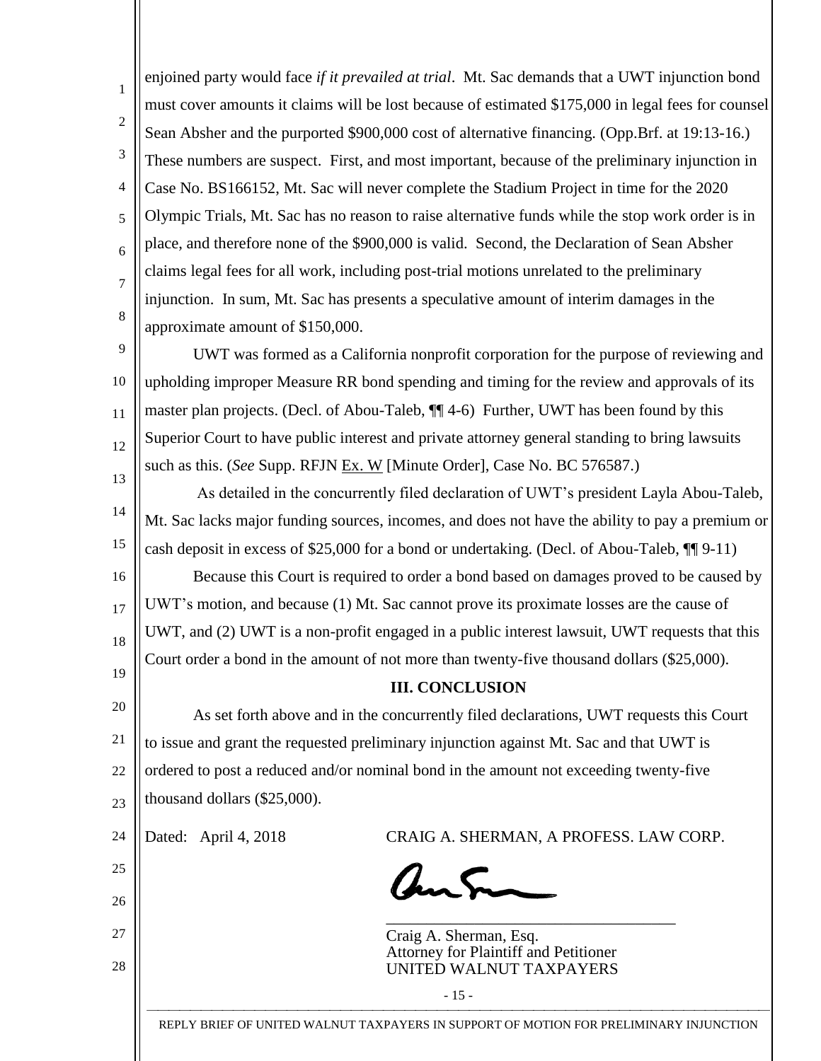enjoined party would face *if it prevailed at trial*. Mt. Sac demands that a UWT injunction bond must cover amounts it claims will be lost because of estimated $175,000 in legal fees for counsel Sean Absher and the purported $900,000 cost of alternative financing. (Opp.Brf. at 19:13-16.) These numbers are suspect. First, and most important, because of the preliminary injunction in Case No. BS166152, Mt. Sac will never complete the Stadium Project in time for the 2020 Olympic Trials, Mt. Sac has no reason to raise alternative funds while the stop work order is in place, and therefore none of the $900,000 is valid. Second, the Declaration of Sean Absher claims legal fees for all work, including post-trial motions unrelated to the preliminary injunction. In sum, Mt. Sac has presents a speculative amount of interim damages in the approximate amount of $150,000.

UWT was formed as a California nonprofit corporation for the purpose of reviewing and upholding improper Measure RR bond spending and timing for the review and approvals of its master plan projects. (Decl. of Abou-Taleb, ¶¶ 4-6) Further, UWT has been found by this Superior Court to have public interest and private attorney general standing to bring lawsuits such as this. (*See* Supp. RFJN Ex. W [Minute Order], Case No. BC 576587.)

As detailed in the concurrently filed declaration of UWT's president Layla Abou-Taleb, Mt. Sac lacks major funding sources, incomes, and does not have the ability to pay a premium or cash deposit in excess of $25,000 for a bond or undertaking. (Decl. of Abou-Taleb, ¶¶ 9-11)

Because this Court is required to order a bond based on damages proved to be caused by UWT's motion, and because (1) Mt. Sac cannot prove its proximate losses are the cause of UWT, and (2) UWT is a non-profit engaged in a public interest lawsuit, UWT requests that this Court order a bond in the amount of not more than twenty-five thousand dollars ($25,000).

## III. CONCLUSION

As set forth above and in the concurrently filed declarations, UWT requests this Court to issue and grant the requested preliminary injunction against Mt. Sac and that UWT is ordered to post a reduced and/or nominal bond in the amount not exceeding twenty-five thousand dollars ($25,000).

Dated: April 4, 2018 CRAIG A. SHERMAN, A PROFESS. LAW CORP.

\_\_\_\_\_\_\_\_\_\_\_\_\_\_\_\_\_\_\_\_\_\_\_\_\_\_\_\_\_\_\_\_\_\_\_\_

Craig A. Sherman, Esq.
Attorney for Plaintiff and Petitioner
UNITED WALNUT TAXPAYERS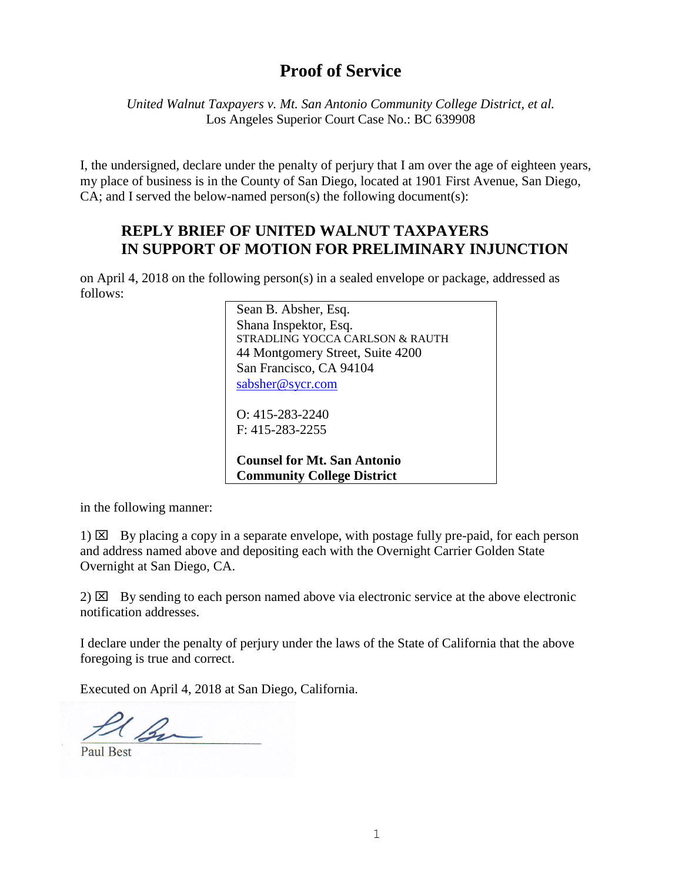# Proof of Service

*United Walnut Taxpayers v. Mt. San Antonio Community College District, et al.*
Los Angeles Superior Court Case No.: BC 639908

I, the undersigned, declare under the penalty of perjury that I am over the age of eighteen years, my place of business is in the County of San Diego, located at 1901 First Avenue, San Diego, CA; and I served the below-named person(s) the following document(s):

## REPLY BRIEF OF UNITED WALNUT TAXPAYERS IN SUPPORT OF MOTION FOR PRELIMINARY INJUNCTION

on April 4, 2018 on the following person(s) in a sealed envelope or package, addressed as follows:

Sean B. Absher, Esq.
Shana Inspektor, Esq.
STRADLING YOCCA CARLSON & RAUTH
44 Montgomery Street, Suite 4200
San Francisco, CA 94104
sabsher@sycr.com

O: 415-283-2240
F: 415-283-2255

**Counsel for Mt. San Antonio Community College District**

in the following manner:

1) ☒ By placing a copy in a separate envelope, with postage fully pre-paid, for each person and address named above and depositing each with the Overnight Carrier Golden State Overnight at San Diego, CA.

2) ☒ By sending to each person named above via electronic service at the above electronic notification addresses.

I declare under the penalty of perjury under the laws of the State of California that the above foregoing is true and correct.

Executed on April 4, 2018 at San Diego, California.

Paul Best